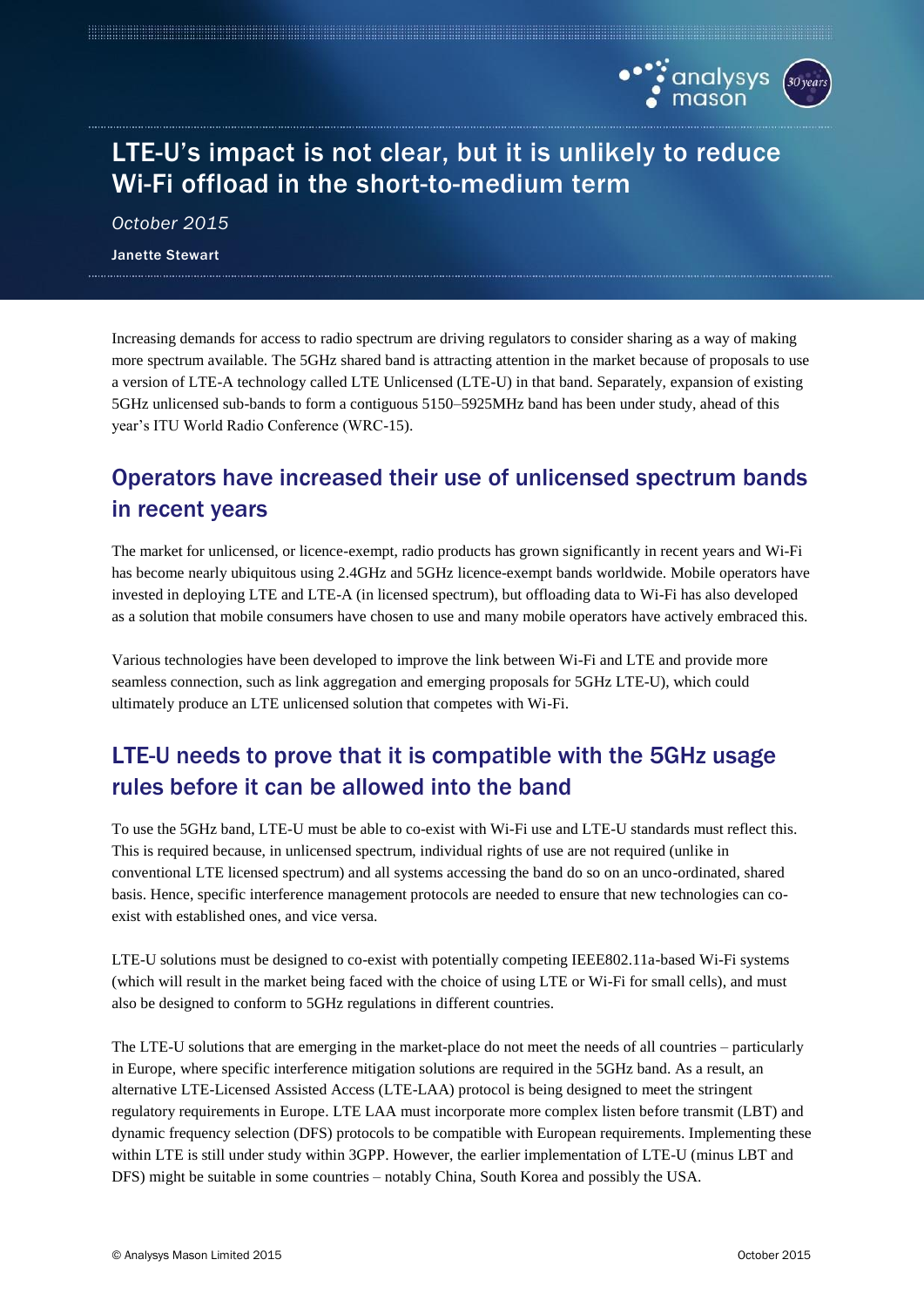# LTE-U's impact is not clear, but it is unlikely to reduce Wi-Fi offload in the short-to-medium term

*October 2015*

**Janette Stewart**

Increasing demands for access to radio spectrum are driving regulators to consider sharing as a way of making more spectrum available. The 5GHz shared band is attracting attention in the market because of proposals to use a version of LTE-A technology called LTE Unlicensed (LTE-U) in that band. Separately, expansion of existing 5GHz unlicensed sub-bands to form a contiguous 5150–5925MHz band has been under study, ahead of this year's ITU World Radio Conference (WRC-15).

## Operators have increased their use of unlicensed spectrum bands in recent years

The market for unlicensed, or licence-exempt, radio products has grown significantly in recent years and Wi-Fi has become nearly ubiquitous using 2.4GHz and 5GHz licence-exempt bands worldwide. Mobile operators have invested in deploying LTE and LTE-A (in licensed spectrum), but offloading data to Wi-Fi has also developed as a solution that mobile consumers have chosen to use and many mobile operators have actively embraced this.

Various technologies have been developed to improve the link between Wi-Fi and LTE and provide more seamless connection, such as link aggregation and emerging proposals for 5GHz LTE-U), which could ultimately produce an LTE unlicensed solution that competes with Wi-Fi.

## LTE-U needs to prove that it is compatible with the 5GHz usage rules before it can be allowed into the band

To use the 5GHz band, LTE-U must be able to co-exist with Wi-Fi use and LTE-U standards must reflect this. This is required because, in unlicensed spectrum, individual rights of use are not required (unlike in conventional LTE licensed spectrum) and all systems accessing the band do so on an unco-ordinated, shared basis. Hence, specific interference management protocols are needed to ensure that new technologies can co-exist with established ones, and vice versa.

LTE-U solutions must be designed to co-exist with potentially competing IEEE802.11a-based Wi-Fi systems (which will result in the market being faced with the choice of using LTE or Wi-Fi for small cells), and must also be designed to conform to 5GHz regulations in different countries.

The LTE-U solutions that are emerging in the market-place do not meet the needs of all countries – particularly in Europe, where specific interference mitigation solutions are required in the 5GHz band. As a result, an alternative LTE-Licensed Assisted Access (LTE-LAA) protocol is being designed to meet the stringent regulatory requirements in Europe. LTE LAA must incorporate more complex listen before transmit (LBT) and dynamic frequency selection (DFS) protocols to be compatible with European requirements. Implementing these within LTE is still under study within 3GPP. However, the earlier implementation of LTE-U (minus LBT and DFS) might be suitable in some countries – notably China, South Korea and possibly the USA.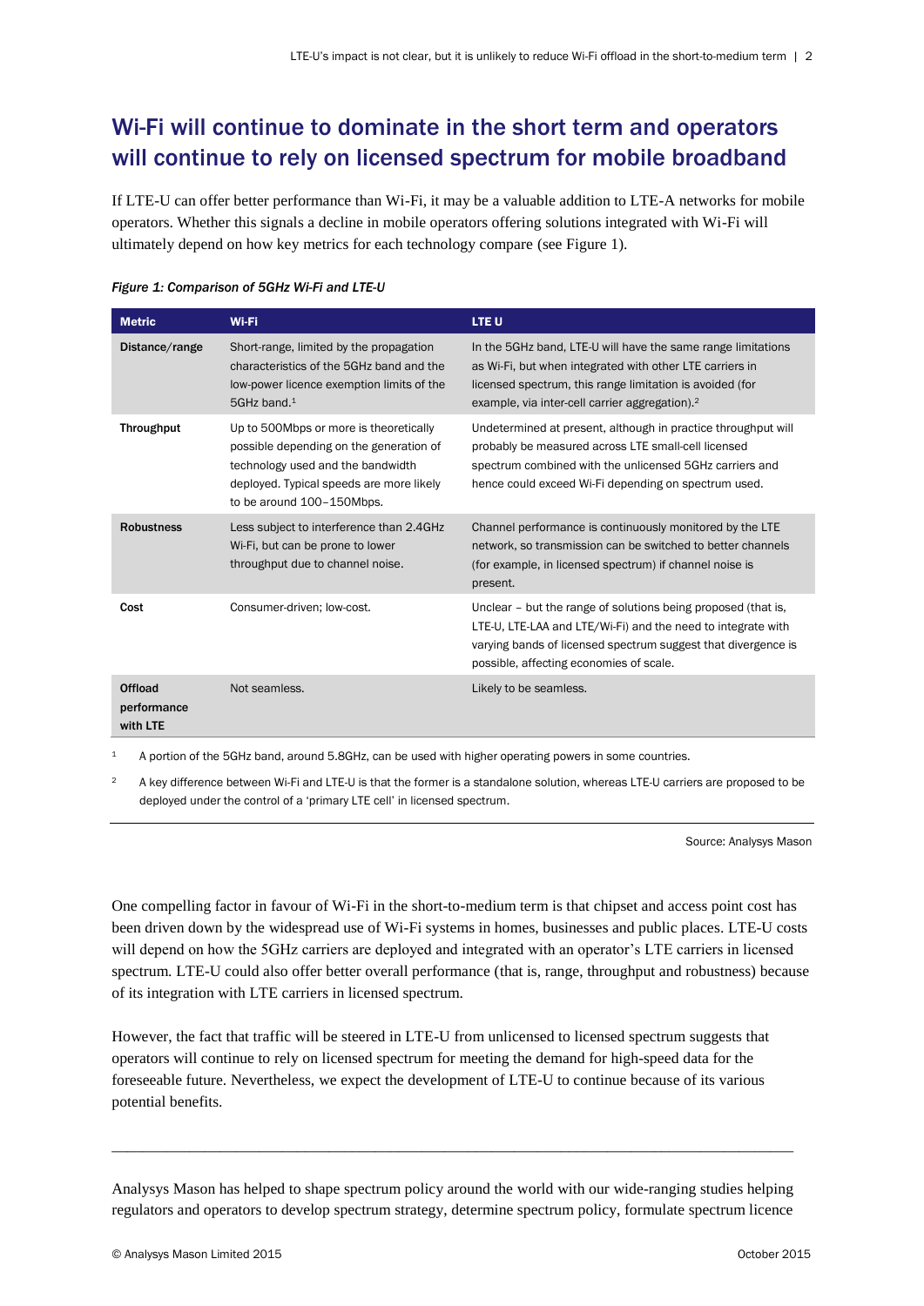## Wi-Fi will continue to dominate in the short term and operators will continue to rely on licensed spectrum for mobile broadband

If LTE-U can offer better performance than Wi-Fi, it may be a valuable addition to LTE-A networks for mobile operators. Whether this signals a decline in mobile operators offering solutions integrated with Wi-Fi will ultimately depend on how key metrics for each technology compare (see Figure 1).

*Figure 1: Comparison of 5GHz Wi-Fi and LTE-U*

| Metric | Wi-Fi | LTE U |
|---|---|---|
| **Distance/range** | Short-range, limited by the propagation characteristics of the 5GHz band and the low-power licence exemption limits of the 5GHz band.[1] | In the 5GHz band, LTE-U will have the same range limitations as Wi-Fi, but when integrated with other LTE carriers in licensed spectrum, this range limitation is avoided (for example, via inter-cell carrier aggregation).[2] |
| **Throughput** | Up to 500Mbps or more is theoretically possible depending on the generation of technology used and the bandwidth deployed. Typical speeds are more likely to be around 100–150Mbps. | Undetermined at present, although in practice throughput will probably be measured across LTE small-cell licensed spectrum combined with the unlicensed 5GHz carriers and hence could exceed Wi-Fi depending on spectrum used. |
| **Robustness** | Less subject to interference than 2.4GHz Wi-Fi, but can be prone to lower throughput due to channel noise. | Channel performance is continuously monitored by the LTE network, so transmission can be switched to better channels (for example, in licensed spectrum) if channel noise is present. |
| **Cost** | Consumer-driven; low-cost. | Unclear – but the range of solutions being proposed (that is, LTE-U, LTE-LAA and LTE/Wi-Fi) and the need to integrate with varying bands of licensed spectrum suggest that divergence is possible, affecting economies of scale. |
| **Offload performance with LTE** | Not seamless. | Likely to be seamless. |

[1] A portion of the 5GHz band, around 5.8GHz, can be used with higher operating powers in some countries.

[2] A key difference between Wi-Fi and LTE-U is that the former is a standalone solution, whereas LTE-U carriers are proposed to be deployed under the control of a 'primary LTE cell' in licensed spectrum.

Source: Analysys Mason

One compelling factor in favour of Wi-Fi in the short-to-medium term is that chipset and access point cost has been driven down by the widespread use of Wi-Fi systems in homes, businesses and public places. LTE-U costs will depend on how the 5GHz carriers are deployed and integrated with an operator's LTE carriers in licensed spectrum. LTE-U could also offer better overall performance (that is, range, throughput and robustness) because of its integration with LTE carriers in licensed spectrum.

However, the fact that traffic will be steered in LTE-U from unlicensed to licensed spectrum suggests that operators will continue to rely on licensed spectrum for meeting the demand for high-speed data for the foreseeable future. Nevertheless, we expect the development of LTE-U to continue because of its various potential benefits.

---

Analysys Mason has helped to shape spectrum policy around the world with our wide-ranging studies helping regulators and operators to develop spectrum strategy, determine spectrum policy, formulate spectrum licence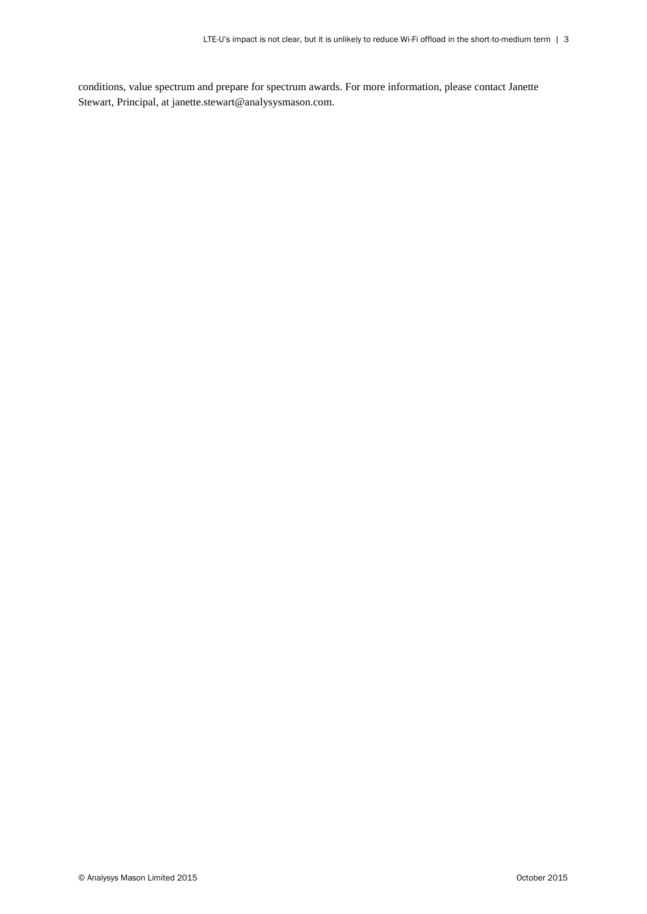conditions, value spectrum and prepare for spectrum awards. For more information, please contact Janette Stewart, Principal, at janette.stewart@analysysmason.com.